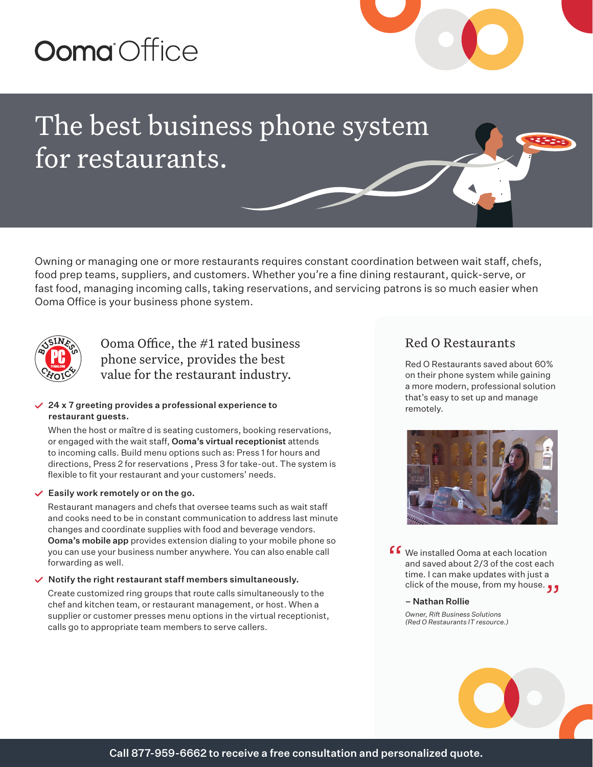Ooma Office

# The best business phone system for restaurants.

Owning or managing one or more restaurants requires constant coordination between wait staff, chefs, food prep teams, suppliers, and customers. Whether you're a fine dining restaurant, quick-serve, or fast food, managing incoming calls, taking reservations, and servicing patrons is so much easier when Ooma Office is your business phone system.

## Ooma Office, the #1 rated business phone service, provides the best value for the restaurant industry.

- **24 x 7 greeting provides a professional experience to restaurant guests.**

  When the host or maître d is seating customers, booking reservations, or engaged with the wait staff, **Ooma's virtual receptionist** attends to incoming calls. Build menu options such as: Press 1 for hours and directions, Press 2 for reservations , Press 3 for take-out. The system is flexible to fit your restaurant and your customers' needs.

- **Easily work remotely or on the go.**

  Restaurant managers and chefs that oversee teams such as wait staff and cooks need to be in constant communication to address last minute changes and coordinate supplies with food and beverage vendors. **Ooma's mobile app** provides extension dialing to your mobile phone so you can use your business number anywhere. You can also enable call forwarding as well.

- **Notify the right restaurant staff members simultaneously.**

  Create customized ring groups that route calls simultaneously to the chef and kitchen team, or restaurant management, or host. When a supplier or customer presses menu options in the virtual receptionist, calls go to appropriate team members to serve callers.

## Red O Restaurants

Red O Restaurants saved about 60% on their phone system while gaining a more modern, professional solution that's easy to set up and manage remotely.

> "We installed Ooma at each location and saved about 2/3 of the cost each time. I can make updates with just a click of the mouse, from my house."
>
> **– Nathan Rollie**
>
> *Owner, Rift Business Solutions (Red O Restaurants IT resource.)*

**Call 877-959-6662 to receive a free consultation and personalized quote.**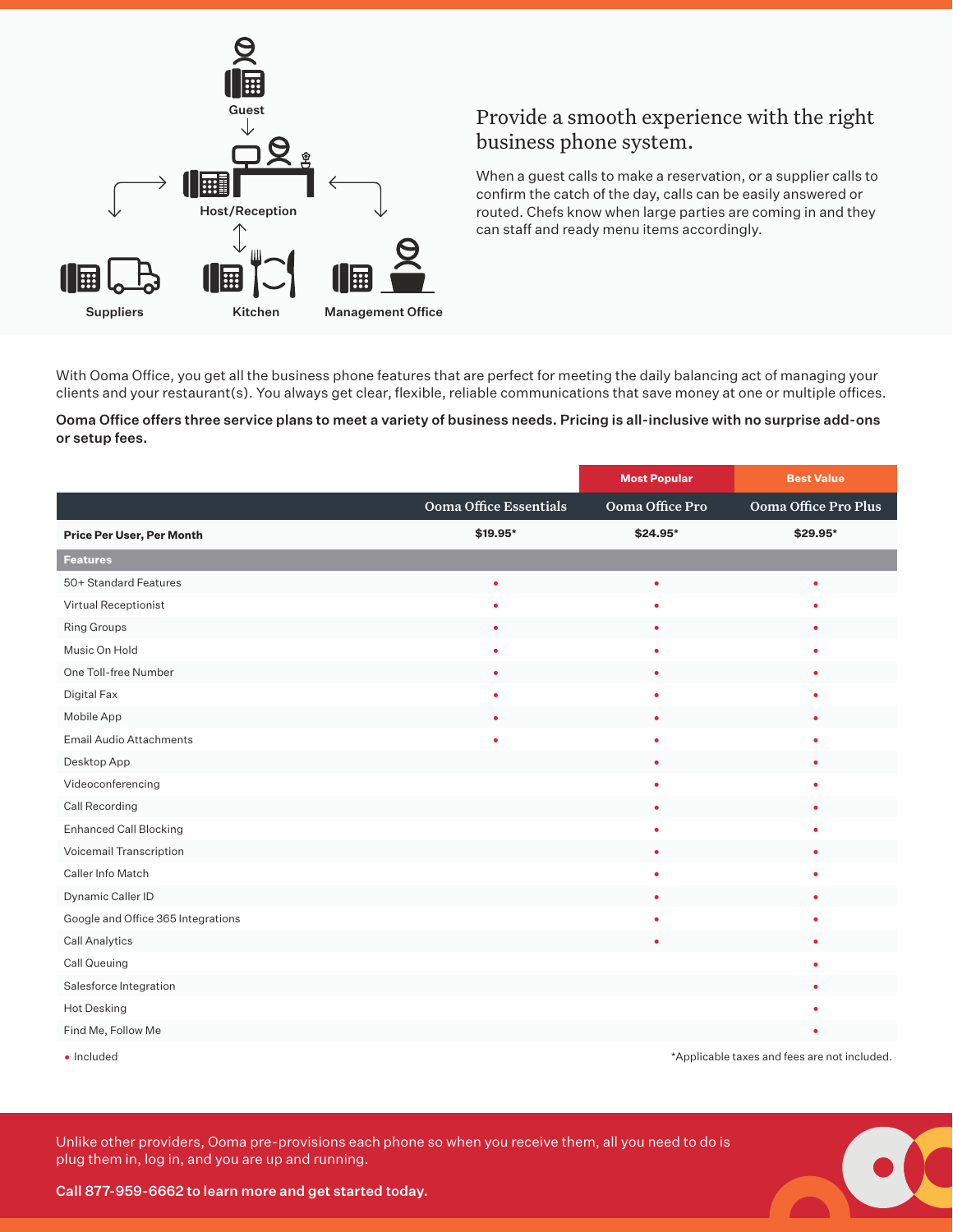Guest

Host/Reception

Suppliers

Kitchen

Management Office

## Provide a smooth experience with the right business phone system.

When a guest calls to make a reservation, or a supplier calls to confirm the catch of the day, calls can be easily answered or routed. Chefs know when large parties are coming in and they can staff and ready menu items accordingly.

With Ooma Office, you get all the business phone features that are perfect for meeting the daily balancing act of managing your clients and your restaurant(s). You always get clear, flexible, reliable communications that save money at one or multiple offices.

**Ooma Office offers three service plans to meet a variety of business needs. Pricing is all-inclusive with no surprise add-ons or setup fees.**

| | | Most Popular | Best Value |
|---|---|---|---|
| | Ooma Office Essentials | Ooma Office Pro | Ooma Office Pro Plus |
| **Price Per User, Per Month** | **$19.95*** | **$24.95*** | **$29.95*** |
| **Features** | | | |
| 50+ Standard Features | • | • | • |
| Virtual Receptionist | • | • | • |
| Ring Groups | • | • | • |
| Music On Hold | • | • | • |
| One Toll-free Number | • | • | • |
| Digital Fax | • | • | • |
| Mobile App | • | • | • |
| Email Audio Attachments | • | • | • |
| Desktop App | | • | • |
| Videoconferencing | | • | • |
| Call Recording | | • | • |
| Enhanced Call Blocking | | • | • |
| Voicemail Transcription | | • | • |
| Caller Info Match | | • | • |
| Dynamic Caller ID | | • | • |
| Google and Office 365 Integrations | | • | • |
| Call Analytics | | • | • |
| Call Queuing | | | • |
| Salesforce Integration | | | • |
| Hot Desking | | | • |
| Find Me, Follow Me | | | • |

• Included

*Applicable taxes and fees are not included.

Unlike other providers, Ooma pre-provisions each phone so when you receive them, all you need to do is plug them in, log in, and you are up and running.

**Call 877-959-6662 to learn more and get started today.**